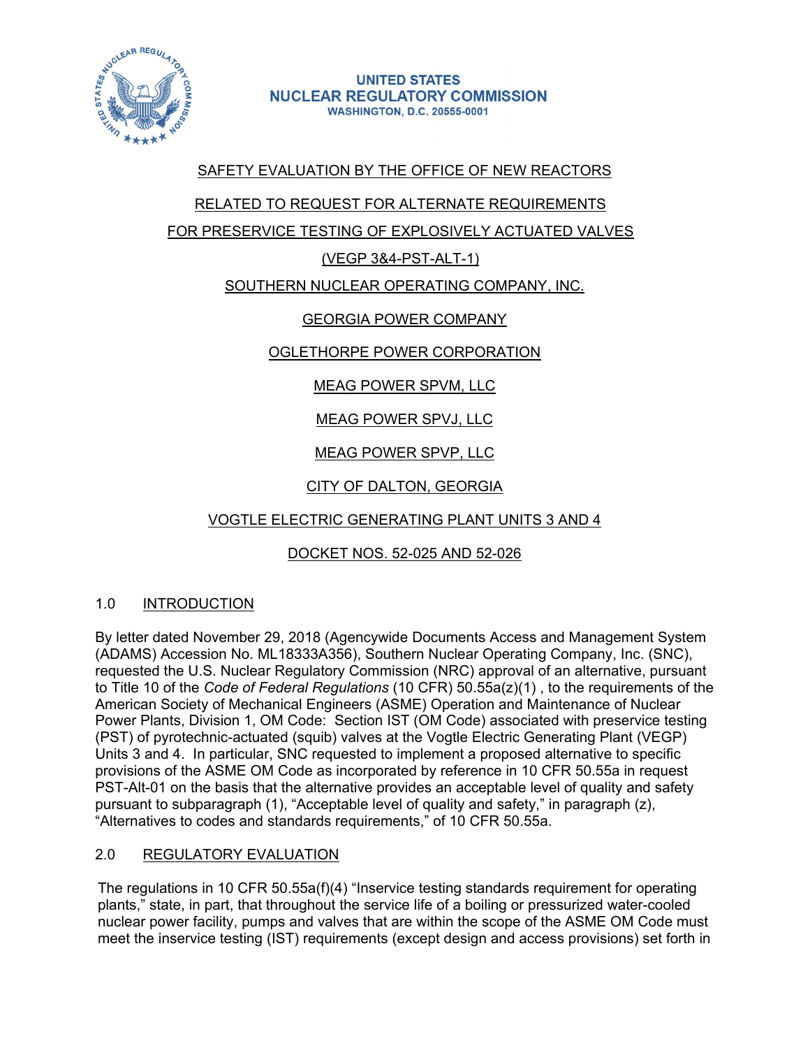UNITED STATES
NUCLEAR REGULATORY COMMISSION
WASHINGTON, D.C. 20555-0001

SAFETY EVALUATION BY THE OFFICE OF NEW REACTORS

RELATED TO REQUEST FOR ALTERNATE REQUIREMENTS

FOR PRESERVICE TESTING OF EXPLOSIVELY ACTUATED VALVES

(VEGP 3&4-PST-ALT-1)

SOUTHERN NUCLEAR OPERATING COMPANY, INC.

GEORGIA POWER COMPANY

OGLETHORPE POWER CORPORATION

MEAG POWER SPVM, LLC

MEAG POWER SPVJ, LLC

MEAG POWER SPVP, LLC

CITY OF DALTON, GEORGIA

VOGTLE ELECTRIC GENERATING PLANT UNITS 3 AND 4

DOCKET NOS. 52-025 AND 52-026

## 1.0 INTRODUCTION

By letter dated November 29, 2018 (Agencywide Documents Access and Management System (ADAMS) Accession No. ML18333A356), Southern Nuclear Operating Company, Inc. (SNC), requested the U.S. Nuclear Regulatory Commission (NRC) approval of an alternative, pursuant to Title 10 of the *Code of Federal Regulations* (10 CFR) 50.55a(z)(1) , to the requirements of the American Society of Mechanical Engineers (ASME) Operation and Maintenance of Nuclear Power Plants, Division 1, OM Code: Section IST (OM Code) associated with preservice testing (PST) of pyrotechnic-actuated (squib) valves at the Vogtle Electric Generating Plant (VEGP) Units 3 and 4. In particular, SNC requested to implement a proposed alternative to specific provisions of the ASME OM Code as incorporated by reference in 10 CFR 50.55a in request PST-Alt-01 on the basis that the alternative provides an acceptable level of quality and safety pursuant to subparagraph (1), "Acceptable level of quality and safety," in paragraph (z), "Alternatives to codes and standards requirements," of 10 CFR 50.55a.

## 2.0 REGULATORY EVALUATION

The regulations in 10 CFR 50.55a(f)(4) "Inservice testing standards requirement for operating plants," state, in part, that throughout the service life of a boiling or pressurized water-cooled nuclear power facility, pumps and valves that are within the scope of the ASME OM Code must meet the inservice testing (IST) requirements (except design and access provisions) set forth in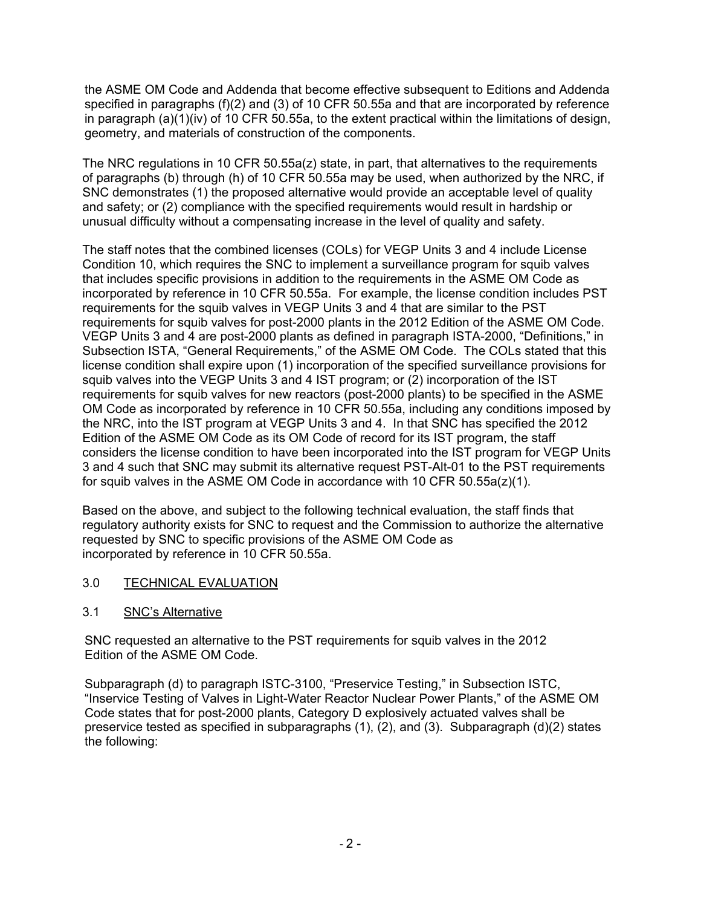the ASME OM Code and Addenda that become effective subsequent to Editions and Addenda specified in paragraphs (f)(2) and (3) of 10 CFR 50.55a and that are incorporated by reference in paragraph (a)(1)(iv) of 10 CFR 50.55a, to the extent practical within the limitations of design, geometry, and materials of construction of the components.

The NRC regulations in 10 CFR 50.55a(z) state, in part, that alternatives to the requirements of paragraphs (b) through (h) of 10 CFR 50.55a may be used, when authorized by the NRC, if SNC demonstrates (1) the proposed alternative would provide an acceptable level of quality and safety; or (2) compliance with the specified requirements would result in hardship or unusual difficulty without a compensating increase in the level of quality and safety.

The staff notes that the combined licenses (COLs) for VEGP Units 3 and 4 include License Condition 10, which requires the SNC to implement a surveillance program for squib valves that includes specific provisions in addition to the requirements in the ASME OM Code as incorporated by reference in 10 CFR 50.55a. For example, the license condition includes PST requirements for the squib valves in VEGP Units 3 and 4 that are similar to the PST requirements for squib valves for post-2000 plants in the 2012 Edition of the ASME OM Code. VEGP Units 3 and 4 are post-2000 plants as defined in paragraph ISTA-2000, "Definitions," in Subsection ISTA, "General Requirements," of the ASME OM Code. The COLs stated that this license condition shall expire upon (1) incorporation of the specified surveillance provisions for squib valves into the VEGP Units 3 and 4 IST program; or (2) incorporation of the IST requirements for squib valves for new reactors (post-2000 plants) to be specified in the ASME OM Code as incorporated by reference in 10 CFR 50.55a, including any conditions imposed by the NRC, into the IST program at VEGP Units 3 and 4. In that SNC has specified the 2012 Edition of the ASME OM Code as its OM Code of record for its IST program, the staff considers the license condition to have been incorporated into the IST program for VEGP Units 3 and 4 such that SNC may submit its alternative request PST-Alt-01 to the PST requirements for squib valves in the ASME OM Code in accordance with 10 CFR 50.55a(z)(1).

Based on the above, and subject to the following technical evaluation, the staff finds that regulatory authority exists for SNC to request and the Commission to authorize the alternative requested by SNC to specific provisions of the ASME OM Code as incorporated by reference in 10 CFR 50.55a.

## 3.0 TECHNICAL EVALUATION

### 3.1 SNC's Alternative

SNC requested an alternative to the PST requirements for squib valves in the 2012 Edition of the ASME OM Code.

Subparagraph (d) to paragraph ISTC-3100, "Preservice Testing," in Subsection ISTC, "Inservice Testing of Valves in Light-Water Reactor Nuclear Power Plants," of the ASME OM Code states that for post-2000 plants, Category D explosively actuated valves shall be preservice tested as specified in subparagraphs (1), (2), and (3). Subparagraph (d)(2) states the following: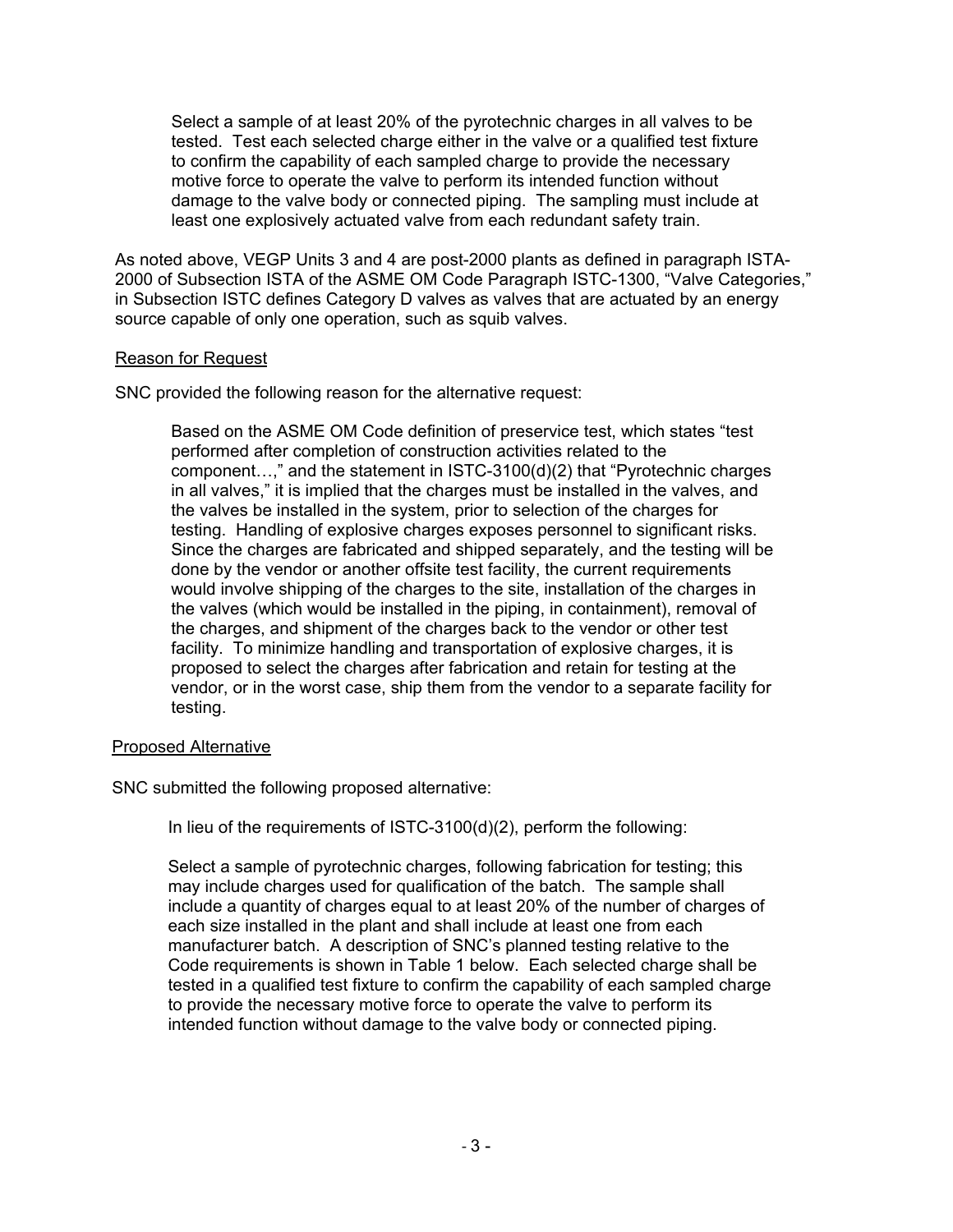> Select a sample of at least 20% of the pyrotechnic charges in all valves to be tested. Test each selected charge either in the valve or a qualified test fixture to confirm the capability of each sampled charge to provide the necessary motive force to operate the valve to perform its intended function without damage to the valve body or connected piping. The sampling must include at least one explosively actuated valve from each redundant safety train.

As noted above, VEGP Units 3 and 4 are post-2000 plants as defined in paragraph ISTA-2000 of Subsection ISTA of the ASME OM Code Paragraph ISTC-1300, "Valve Categories," in Subsection ISTC defines Category D valves as valves that are actuated by an energy source capable of only one operation, such as squib valves.

Reason for Request

SNC provided the following reason for the alternative request:

> Based on the ASME OM Code definition of preservice test, which states "test performed after completion of construction activities related to the component…," and the statement in ISTC-3100(d)(2) that "Pyrotechnic charges in all valves," it is implied that the charges must be installed in the valves, and the valves be installed in the system, prior to selection of the charges for testing. Handling of explosive charges exposes personnel to significant risks. Since the charges are fabricated and shipped separately, and the testing will be done by the vendor or another offsite test facility, the current requirements would involve shipping of the charges to the site, installation of the charges in the valves (which would be installed in the piping, in containment), removal of the charges, and shipment of the charges back to the vendor or other test facility. To minimize handling and transportation of explosive charges, it is proposed to select the charges after fabrication and retain for testing at the vendor, or in the worst case, ship them from the vendor to a separate facility for testing.

Proposed Alternative

SNC submitted the following proposed alternative:

> In lieu of the requirements of ISTC-3100(d)(2), perform the following:
>
> Select a sample of pyrotechnic charges, following fabrication for testing; this may include charges used for qualification of the batch. The sample shall include a quantity of charges equal to at least 20% of the number of charges of each size installed in the plant and shall include at least one from each manufacturer batch. A description of SNC's planned testing relative to the Code requirements is shown in Table 1 below. Each selected charge shall be tested in a qualified test fixture to confirm the capability of each sampled charge to provide the necessary motive force to operate the valve to perform its intended function without damage to the valve body or connected piping.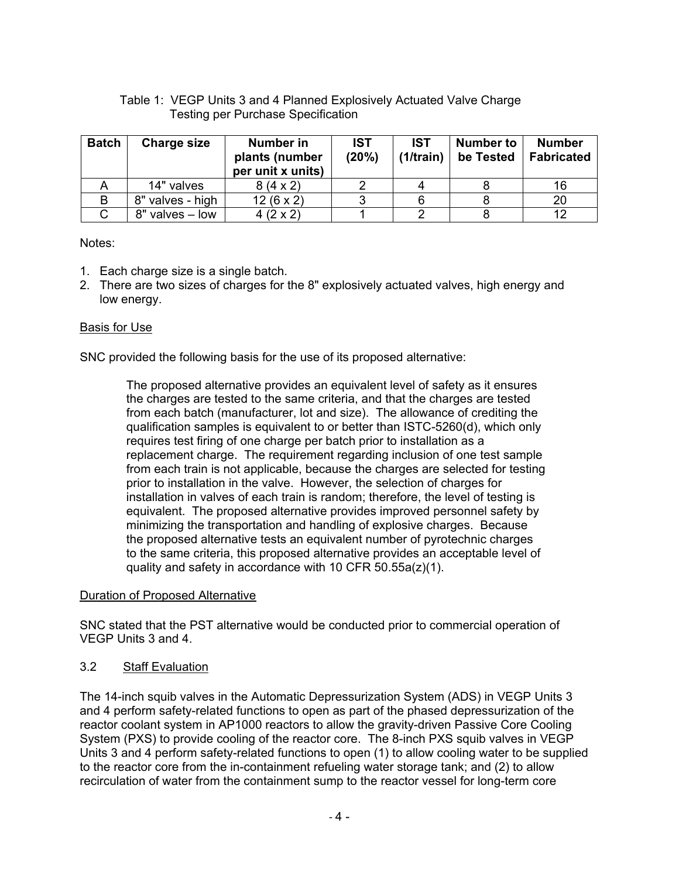Table 1: VEGP Units 3 and 4 Planned Explosively Actuated Valve Charge Testing per Purchase Specification

| Batch | Charge size | Number in plants (number per unit x units) | IST (20%) | IST (1/train) | Number to be Tested | Number Fabricated |
|---|---|---|---|---|---|---|
| A | 14" valves | 8 (4 x 2) | 2 | 4 | 8 | 16 |
| B | 8" valves - high | 12 (6 x 2) | 3 | 6 | 8 | 20 |
| C | 8" valves – low | 4 (2 x 2) | 1 | 2 | 8 | 12 |

Notes:

1. Each charge size is a single batch.
2. There are two sizes of charges for the 8" explosively actuated valves, high energy and low energy.

Basis for Use

SNC provided the following basis for the use of its proposed alternative:

> The proposed alternative provides an equivalent level of safety as it ensures the charges are tested to the same criteria, and that the charges are tested from each batch (manufacturer, lot and size). The allowance of crediting the qualification samples is equivalent to or better than ISTC-5260(d), which only requires test firing of one charge per batch prior to installation as a replacement charge. The requirement regarding inclusion of one test sample from each train is not applicable, because the charges are selected for testing prior to installation in the valve. However, the selection of charges for installation in valves of each train is random; therefore, the level of testing is equivalent. The proposed alternative provides improved personnel safety by minimizing the transportation and handling of explosive charges. Because the proposed alternative tests an equivalent number of pyrotechnic charges to the same criteria, this proposed alternative provides an acceptable level of quality and safety in accordance with 10 CFR 50.55a(z)(1).

Duration of Proposed Alternative

SNC stated that the PST alternative would be conducted prior to commercial operation of VEGP Units 3 and 4.

3.2 Staff Evaluation

The 14-inch squib valves in the Automatic Depressurization System (ADS) in VEGP Units 3 and 4 perform safety-related functions to open as part of the phased depressurization of the reactor coolant system in AP1000 reactors to allow the gravity-driven Passive Core Cooling System (PXS) to provide cooling of the reactor core. The 8-inch PXS squib valves in VEGP Units 3 and 4 perform safety-related functions to open (1) to allow cooling water to be supplied to the reactor core from the in-containment refueling water storage tank; and (2) to allow recirculation of water from the containment sump to the reactor vessel for long-term core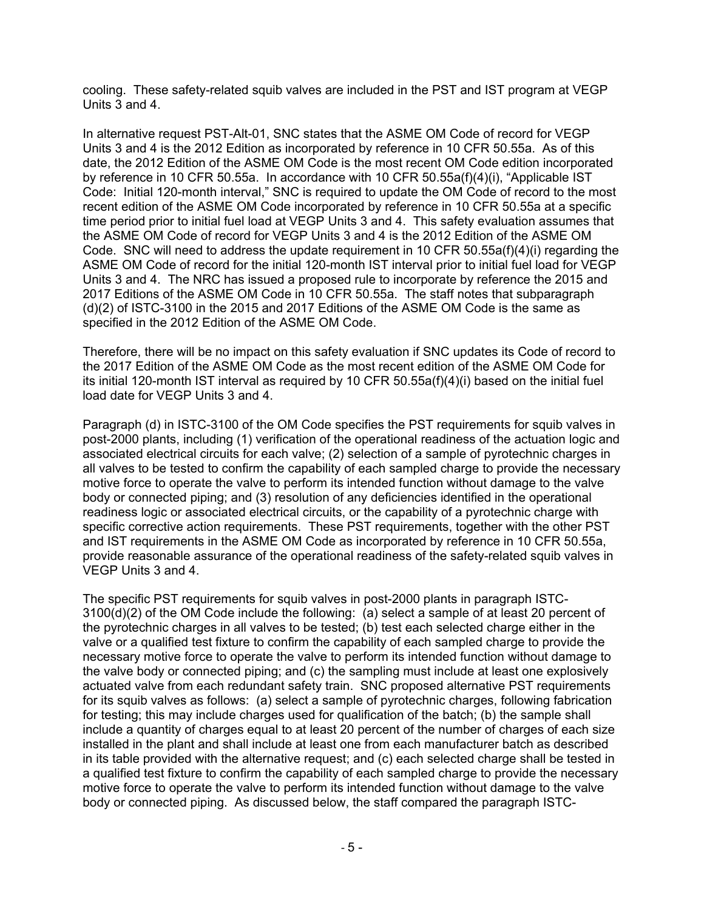cooling. These safety-related squib valves are included in the PST and IST program at VEGP Units 3 and 4.

In alternative request PST-Alt-01, SNC states that the ASME OM Code of record for VEGP Units 3 and 4 is the 2012 Edition as incorporated by reference in 10 CFR 50.55a. As of this date, the 2012 Edition of the ASME OM Code is the most recent OM Code edition incorporated by reference in 10 CFR 50.55a. In accordance with 10 CFR 50.55a(f)(4)(i), "Applicable IST Code: Initial 120-month interval," SNC is required to update the OM Code of record to the most recent edition of the ASME OM Code incorporated by reference in 10 CFR 50.55a at a specific time period prior to initial fuel load at VEGP Units 3 and 4. This safety evaluation assumes that the ASME OM Code of record for VEGP Units 3 and 4 is the 2012 Edition of the ASME OM Code. SNC will need to address the update requirement in 10 CFR 50.55a(f)(4)(i) regarding the ASME OM Code of record for the initial 120-month IST interval prior to initial fuel load for VEGP Units 3 and 4. The NRC has issued a proposed rule to incorporate by reference the 2015 and 2017 Editions of the ASME OM Code in 10 CFR 50.55a. The staff notes that subparagraph (d)(2) of ISTC-3100 in the 2015 and 2017 Editions of the ASME OM Code is the same as specified in the 2012 Edition of the ASME OM Code.

Therefore, there will be no impact on this safety evaluation if SNC updates its Code of record to the 2017 Edition of the ASME OM Code as the most recent edition of the ASME OM Code for its initial 120-month IST interval as required by 10 CFR 50.55a(f)(4)(i) based on the initial fuel load date for VEGP Units 3 and 4.

Paragraph (d) in ISTC-3100 of the OM Code specifies the PST requirements for squib valves in post-2000 plants, including (1) verification of the operational readiness of the actuation logic and associated electrical circuits for each valve; (2) selection of a sample of pyrotechnic charges in all valves to be tested to confirm the capability of each sampled charge to provide the necessary motive force to operate the valve to perform its intended function without damage to the valve body or connected piping; and (3) resolution of any deficiencies identified in the operational readiness logic or associated electrical circuits, or the capability of a pyrotechnic charge with specific corrective action requirements. These PST requirements, together with the other PST and IST requirements in the ASME OM Code as incorporated by reference in 10 CFR 50.55a, provide reasonable assurance of the operational readiness of the safety-related squib valves in VEGP Units 3 and 4.

The specific PST requirements for squib valves in post-2000 plants in paragraph ISTC-3100(d)(2) of the OM Code include the following: (a) select a sample of at least 20 percent of the pyrotechnic charges in all valves to be tested; (b) test each selected charge either in the valve or a qualified test fixture to confirm the capability of each sampled charge to provide the necessary motive force to operate the valve to perform its intended function without damage to the valve body or connected piping; and (c) the sampling must include at least one explosively actuated valve from each redundant safety train. SNC proposed alternative PST requirements for its squib valves as follows: (a) select a sample of pyrotechnic charges, following fabrication for testing; this may include charges used for qualification of the batch; (b) the sample shall include a quantity of charges equal to at least 20 percent of the number of charges of each size installed in the plant and shall include at least one from each manufacturer batch as described in its table provided with the alternative request; and (c) each selected charge shall be tested in a qualified test fixture to confirm the capability of each sampled charge to provide the necessary motive force to operate the valve to perform its intended function without damage to the valve body or connected piping. As discussed below, the staff compared the paragraph ISTC-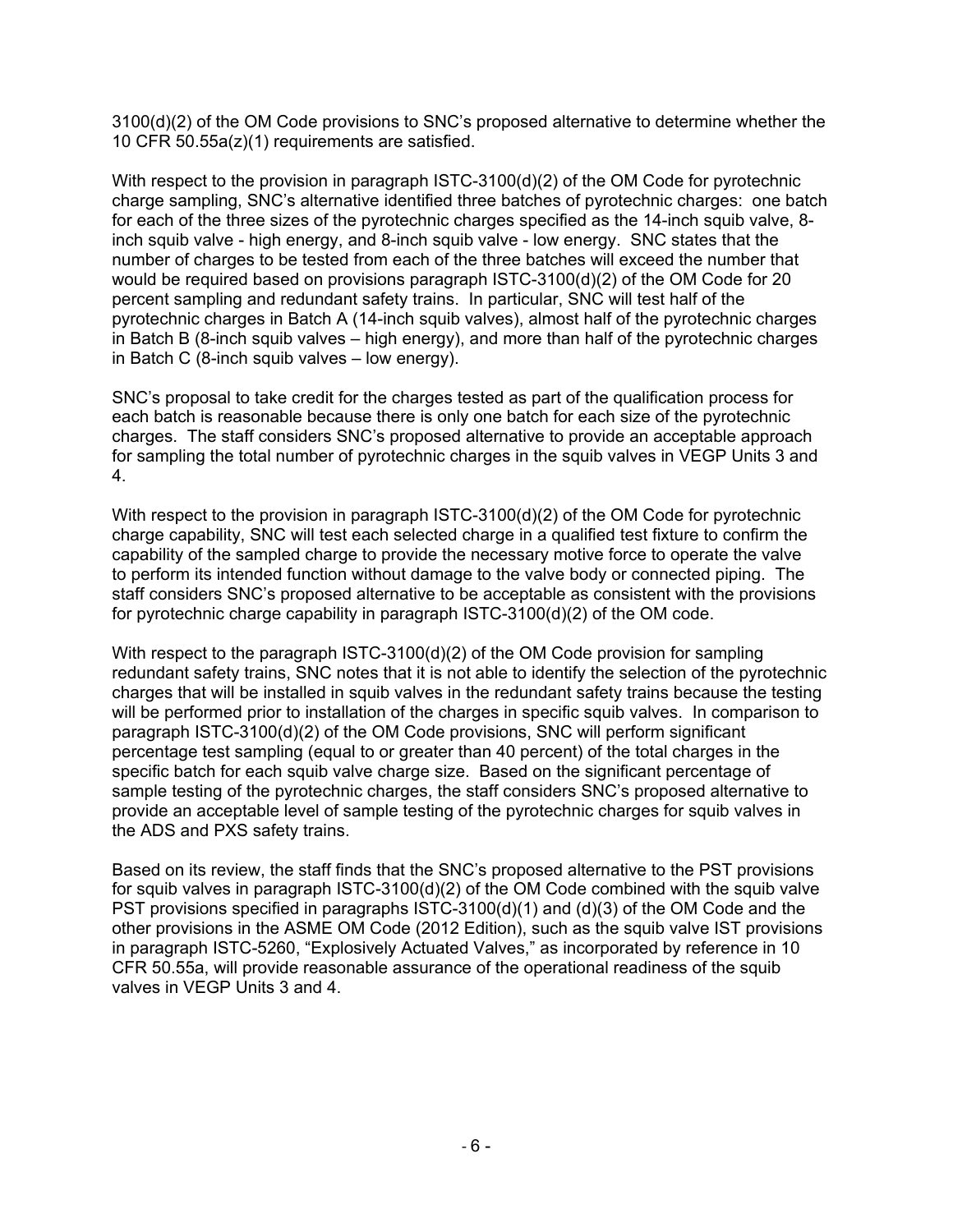3100(d)(2) of the OM Code provisions to SNC's proposed alternative to determine whether the 10 CFR 50.55a(z)(1) requirements are satisfied.

With respect to the provision in paragraph ISTC-3100(d)(2) of the OM Code for pyrotechnic charge sampling, SNC's alternative identified three batches of pyrotechnic charges: one batch for each of the three sizes of the pyrotechnic charges specified as the 14-inch squib valve, 8-inch squib valve - high energy, and 8-inch squib valve - low energy. SNC states that the number of charges to be tested from each of the three batches will exceed the number that would be required based on provisions paragraph ISTC-3100(d)(2) of the OM Code for 20 percent sampling and redundant safety trains. In particular, SNC will test half of the pyrotechnic charges in Batch A (14-inch squib valves), almost half of the pyrotechnic charges in Batch B (8-inch squib valves – high energy), and more than half of the pyrotechnic charges in Batch C (8-inch squib valves – low energy).

SNC's proposal to take credit for the charges tested as part of the qualification process for each batch is reasonable because there is only one batch for each size of the pyrotechnic charges. The staff considers SNC's proposed alternative to provide an acceptable approach for sampling the total number of pyrotechnic charges in the squib valves in VEGP Units 3 and 4.

With respect to the provision in paragraph ISTC-3100(d)(2) of the OM Code for pyrotechnic charge capability, SNC will test each selected charge in a qualified test fixture to confirm the capability of the sampled charge to provide the necessary motive force to operate the valve to perform its intended function without damage to the valve body or connected piping. The staff considers SNC's proposed alternative to be acceptable as consistent with the provisions for pyrotechnic charge capability in paragraph ISTC-3100(d)(2) of the OM code.

With respect to the paragraph ISTC-3100(d)(2) of the OM Code provision for sampling redundant safety trains, SNC notes that it is not able to identify the selection of the pyrotechnic charges that will be installed in squib valves in the redundant safety trains because the testing will be performed prior to installation of the charges in specific squib valves. In comparison to paragraph ISTC-3100(d)(2) of the OM Code provisions, SNC will perform significant percentage test sampling (equal to or greater than 40 percent) of the total charges in the specific batch for each squib valve charge size. Based on the significant percentage of sample testing of the pyrotechnic charges, the staff considers SNC's proposed alternative to provide an acceptable level of sample testing of the pyrotechnic charges for squib valves in the ADS and PXS safety trains.

Based on its review, the staff finds that the SNC's proposed alternative to the PST provisions for squib valves in paragraph ISTC-3100(d)(2) of the OM Code combined with the squib valve PST provisions specified in paragraphs ISTC-3100(d)(1) and (d)(3) of the OM Code and the other provisions in the ASME OM Code (2012 Edition), such as the squib valve IST provisions in paragraph ISTC-5260, "Explosively Actuated Valves," as incorporated by reference in 10 CFR 50.55a, will provide reasonable assurance of the operational readiness of the squib valves in VEGP Units 3 and 4.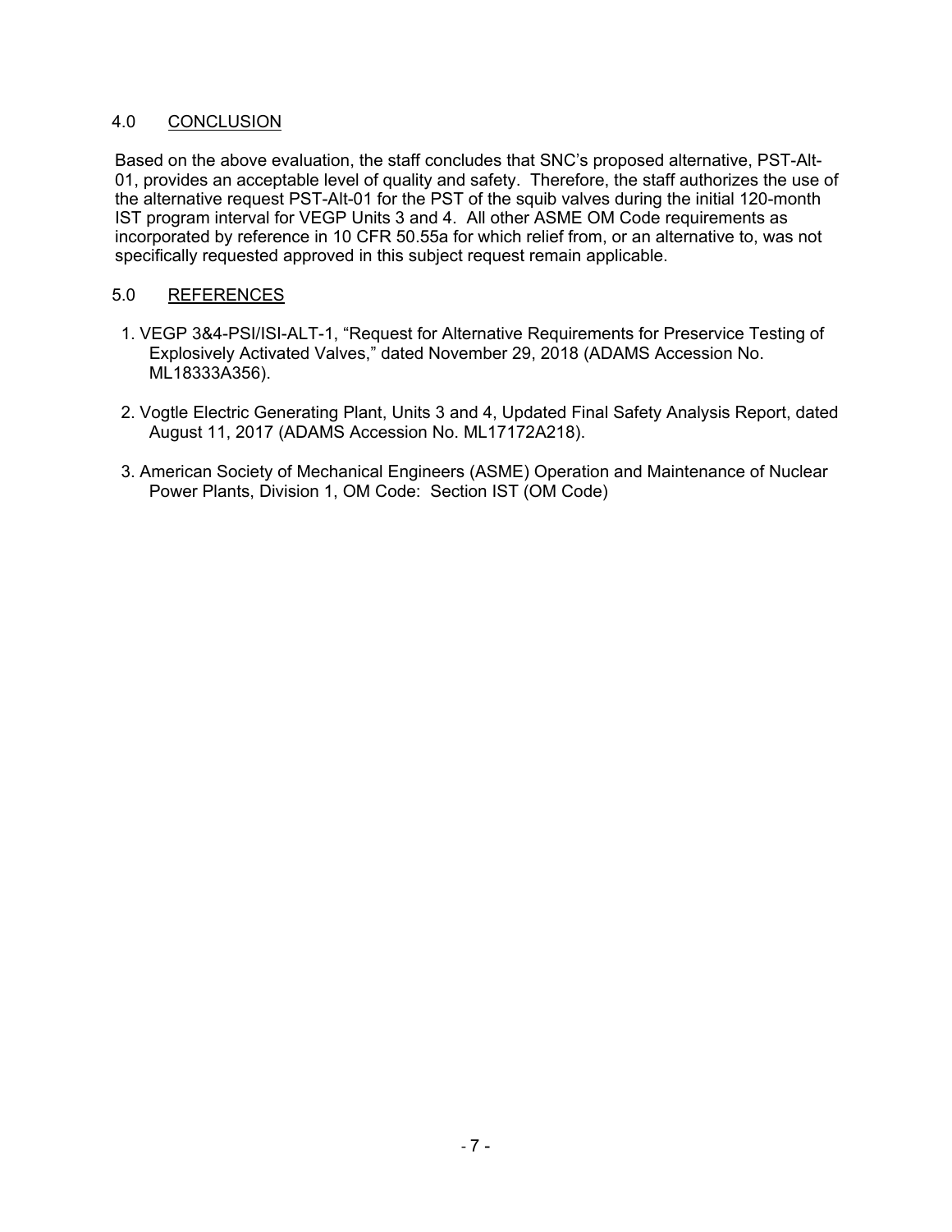## 4.0 CONCLUSION

Based on the above evaluation, the staff concludes that SNC's proposed alternative, PST-Alt-01, provides an acceptable level of quality and safety. Therefore, the staff authorizes the use of the alternative request PST-Alt-01 for the PST of the squib valves during the initial 120-month IST program interval for VEGP Units 3 and 4. All other ASME OM Code requirements as incorporated by reference in 10 CFR 50.55a for which relief from, or an alternative to, was not specifically requested approved in this subject request remain applicable.

## 5.0 REFERENCES

1. VEGP 3&4-PSI/ISI-ALT-1, "Request for Alternative Requirements for Preservice Testing of Explosively Activated Valves," dated November 29, 2018 (ADAMS Accession No. ML18333A356).

2. Vogtle Electric Generating Plant, Units 3 and 4, Updated Final Safety Analysis Report, dated August 11, 2017 (ADAMS Accession No. ML17172A218).

3. American Society of Mechanical Engineers (ASME) Operation and Maintenance of Nuclear Power Plants, Division 1, OM Code: Section IST (OM Code)